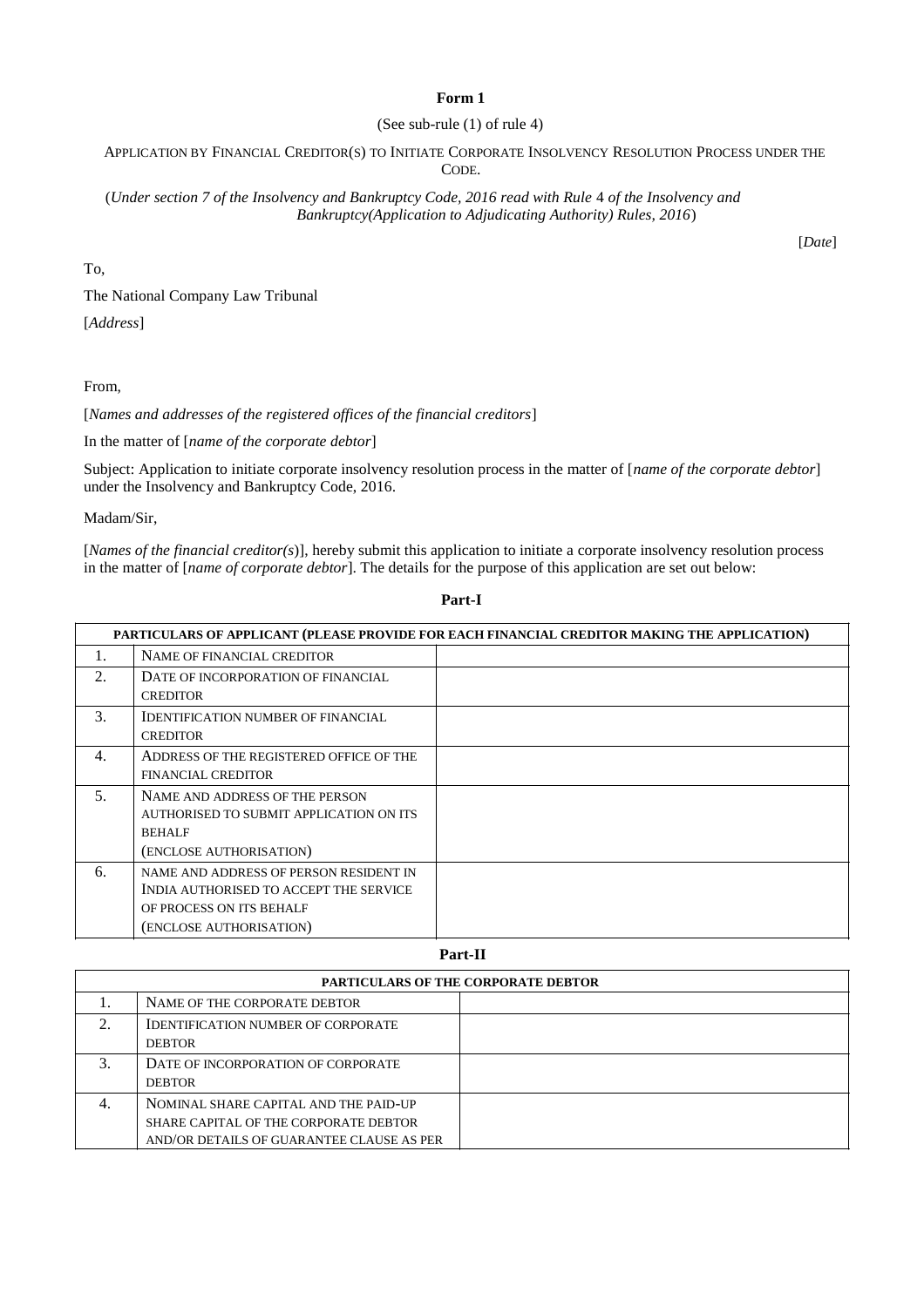**Form 1**

(See sub-rule (1) of rule 4)

APPLICATION BY FINANCIAL CREDITOR(S) TO INITIATE CORPORATE INSOLVENCY RESOLUTION PROCESS UNDER THE CODE.

(*Under section 7 of the Insolvency and Bankruptcy Code, 2016 read with Rule* 4 *of the Insolvency and Bankruptcy(Application to Adjudicating Authority) Rules, 2016*)

[*Date*]

To,

The National Company Law Tribunal

[*Address*]

From,

[*Names and addresses of the registered offices of the financial creditors*]

In the matter of [*name of the corporate debtor*]

Subject: Application to initiate corporate insolvency resolution process in the matter of [*name of the corporate debtor*] under the Insolvency and Bankruptcy Code, 2016.

Madam/Sir,

[*Names of the financial creditor(s)*], hereby submit this application to initiate a corporate insolvency resolution process in the matter of [*name of corporate debtor*]. The details for the purpose of this application are set out below:

**Part-I**

| PARTICULARS OF APPLICANT (PLEASE PROVIDE FOR EACH FINANCIAL CREDITOR MAKING THE APPLICATION) | | |
|---|---|---|
| 1. | NAME OF FINANCIAL CREDITOR | |
| 2. | DATE OF INCORPORATION OF FINANCIAL CREDITOR | |
| 3. | IDENTIFICATION NUMBER OF FINANCIAL CREDITOR | |
| 4. | ADDRESS OF THE REGISTERED OFFICE OF THE FINANCIAL CREDITOR | |
| 5. | NAME AND ADDRESS OF THE PERSON AUTHORISED TO SUBMIT APPLICATION ON ITS BEHALF (ENCLOSE AUTHORISATION) | |
| 6. | NAME AND ADDRESS OF PERSON RESIDENT IN INDIA AUTHORISED TO ACCEPT THE SERVICE OF PROCESS ON ITS BEHALF (ENCLOSE AUTHORISATION) | |

**Part-II**

| PARTICULARS OF THE CORPORATE DEBTOR | | |
|---|---|---|
| 1. | NAME OF THE CORPORATE DEBTOR | |
| 2. | IDENTIFICATION NUMBER OF CORPORATE DEBTOR | |
| 3. | DATE OF INCORPORATION OF CORPORATE DEBTOR | |
| 4. | NOMINAL SHARE CAPITAL AND THE PAID-UP SHARE CAPITAL OF THE CORPORATE DEBTOR AND/OR DETAILS OF GUARANTEE CLAUSE AS PER | |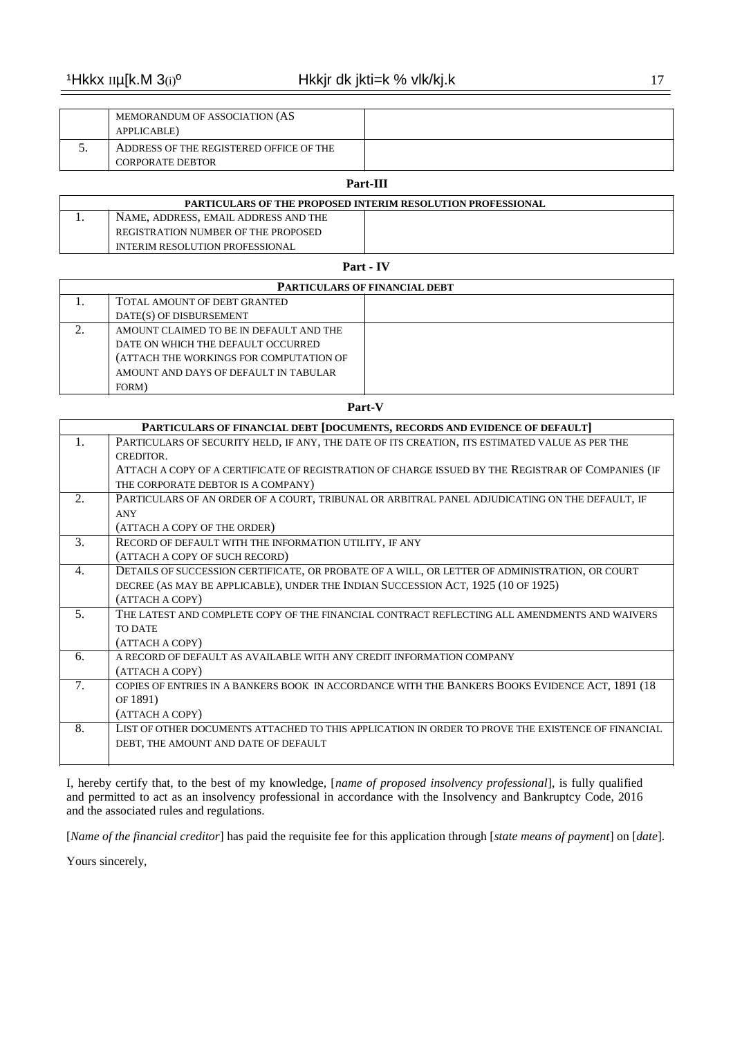| | | |
|---|---|---|
| | MEMORANDUM OF ASSOCIATION (AS APPLICABLE) | |
| 5. | ADDRESS OF THE REGISTERED OFFICE OF THE CORPORATE DEBTOR | |

**Part-III**

| PARTICULARS OF THE PROPOSED INTERIM RESOLUTION PROFESSIONAL | | |
|---|---|---|
| 1. | NAME, ADDRESS, EMAIL ADDRESS AND THE REGISTRATION NUMBER OF THE PROPOSED INTERIM RESOLUTION PROFESSIONAL | |

**Part - IV**

| PARTICULARS OF FINANCIAL DEBT | | |
|---|---|---|
| 1. | TOTAL AMOUNT OF DEBT GRANTED DATE(S) OF DISBURSEMENT | |
| 2. | AMOUNT CLAIMED TO BE IN DEFAULT AND THE DATE ON WHICH THE DEFAULT OCCURRED (ATTACH THE WORKINGS FOR COMPUTATION OF AMOUNT AND DAYS OF DEFAULT IN TABULAR FORM) | |

**Part-V**

| PARTICULARS OF FINANCIAL DEBT [DOCUMENTS, RECORDS AND EVIDENCE OF DEFAULT] | |
|---|---|
| 1. | PARTICULARS OF SECURITY HELD, IF ANY, THE DATE OF ITS CREATION, ITS ESTIMATED VALUE AS PER THE CREDITOR. ATTACH A COPY OF A CERTIFICATE OF REGISTRATION OF CHARGE ISSUED BY THE REGISTRAR OF COMPANIES (IF THE CORPORATE DEBTOR IS A COMPANY) |
| 2. | PARTICULARS OF AN ORDER OF A COURT, TRIBUNAL OR ARBITRAL PANEL ADJUDICATING ON THE DEFAULT, IF ANY (ATTACH A COPY OF THE ORDER) |
| 3. | RECORD OF DEFAULT WITH THE INFORMATION UTILITY, IF ANY (ATTACH A COPY OF SUCH RECORD) |
| 4. | DETAILS OF SUCCESSION CERTIFICATE, OR PROBATE OF A WILL, OR LETTER OF ADMINISTRATION, OR COURT DECREE (AS MAY BE APPLICABLE), UNDER THE INDIAN SUCCESSION ACT, 1925 (10 OF 1925) (ATTACH A COPY) |
| 5. | THE LATEST AND COMPLETE COPY OF THE FINANCIAL CONTRACT REFLECTING ALL AMENDMENTS AND WAIVERS TO DATE (ATTACH A COPY) |
| 6. | A RECORD OF DEFAULT AS AVAILABLE WITH ANY CREDIT INFORMATION COMPANY (ATTACH A COPY) |
| 7. | COPIES OF ENTRIES IN A BANKERS BOOK IN ACCORDANCE WITH THE BANKERS BOOKS EVIDENCE ACT, 1891 (18 OF 1891) (ATTACH A COPY) |
| 8. | LIST OF OTHER DOCUMENTS ATTACHED TO THIS APPLICATION IN ORDER TO PROVE THE EXISTENCE OF FINANCIAL DEBT, THE AMOUNT AND DATE OF DEFAULT |

I, hereby certify that, to the best of my knowledge, [*name of proposed insolvency professional*], is fully qualified and permitted to act as an insolvency professional in accordance with the Insolvency and Bankruptcy Code, 2016 and the associated rules and regulations.

[*Name of the financial creditor*] has paid the requisite fee for this application through [*state means of payment*] on [*date*].

Yours sincerely,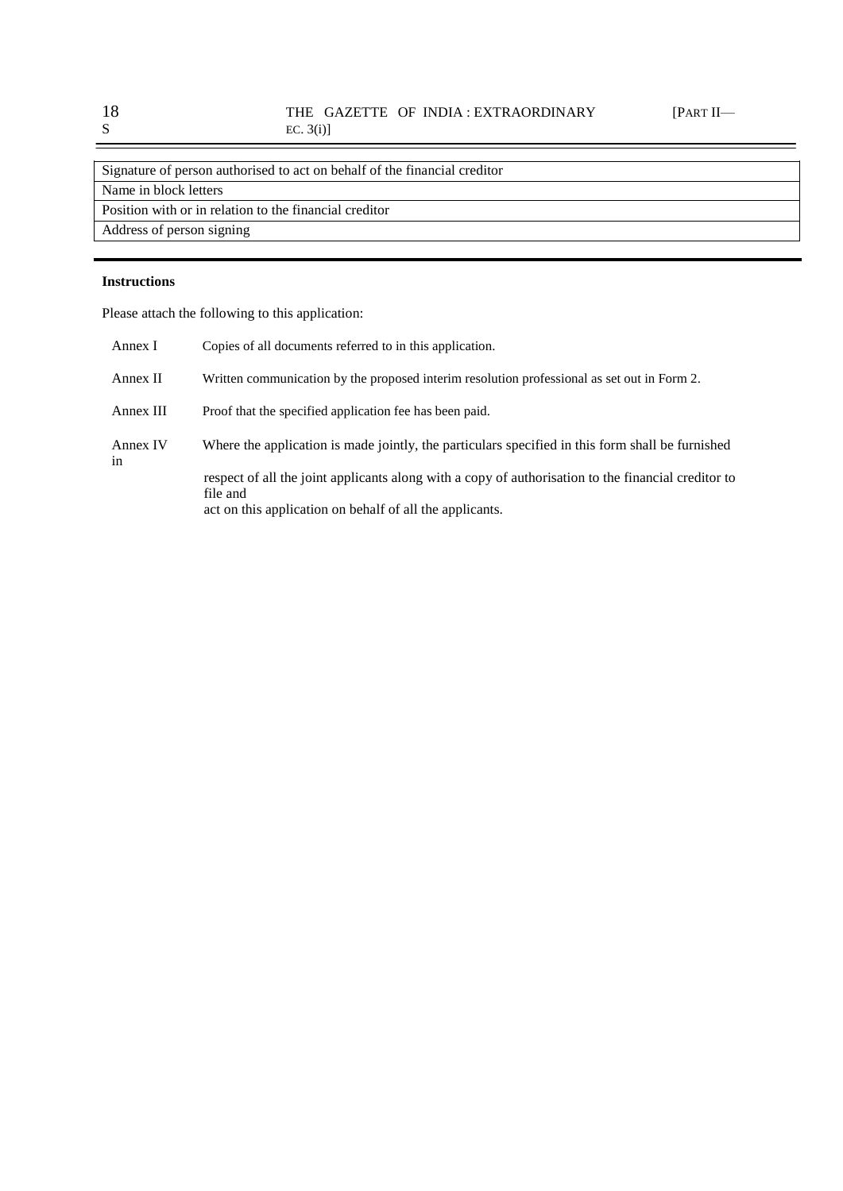| |
|---|
| Signature of person authorised to act on behalf of the financial creditor |
| Name in block letters |
| Position with or in relation to the financial creditor |
| Address of person signing |

**Instructions**

Please attach the following to this application:

| | |
|---|---|
| Annex I | Copies of all documents referred to in this application. |
| Annex II | Written communication by the proposed interim resolution professional as set out in Form 2. |
| Annex III | Proof that the specified application fee has been paid. |
| Annex IV | Where the application is made jointly, the particulars specified in this form shall be furnished in respect of all the joint applicants along with a copy of authorisation to the financial creditor to file and act on this application on behalf of all the applicants. |